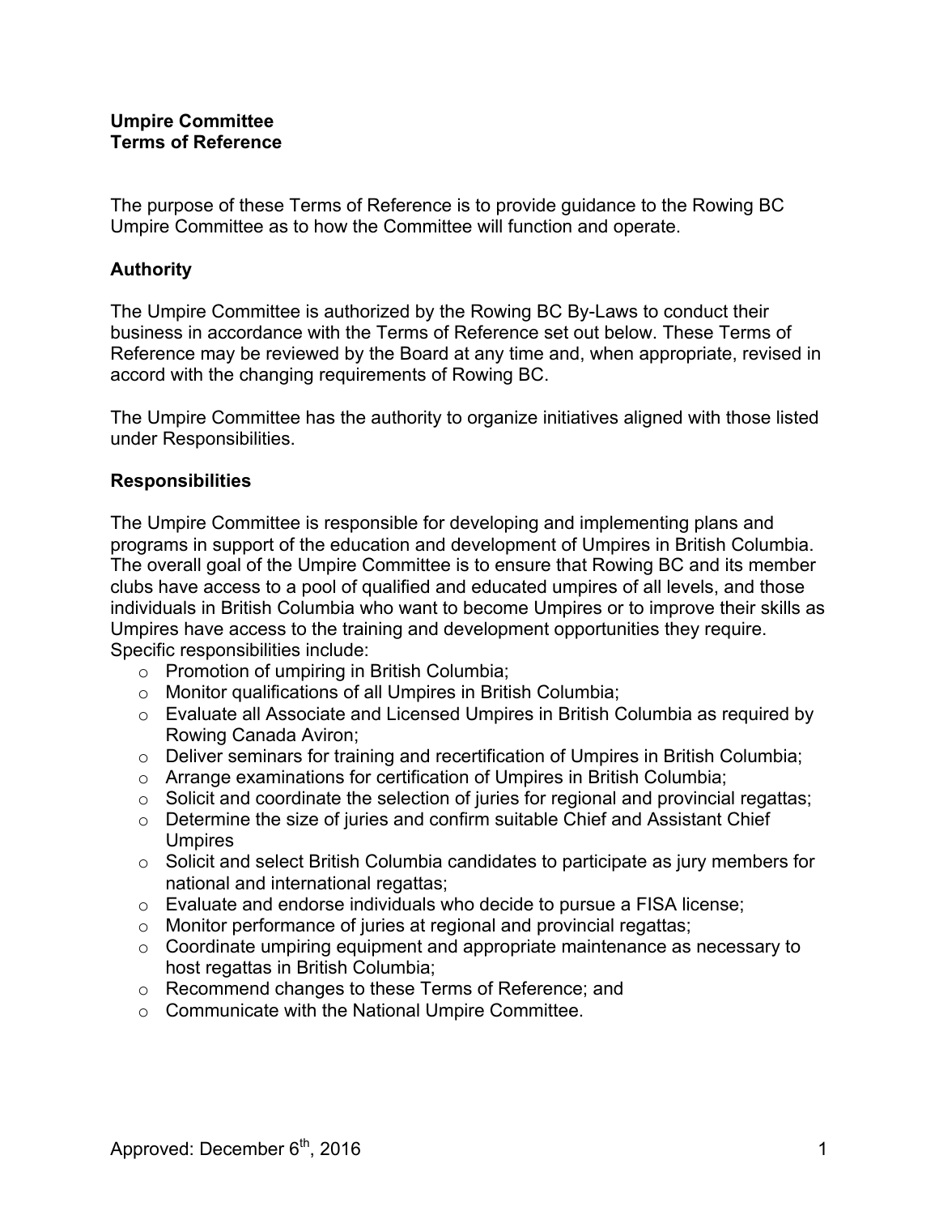# Umpire Committee
# Terms of Reference

The purpose of these Terms of Reference is to provide guidance to the Rowing BC Umpire Committee as to how the Committee will function and operate.

## Authority

The Umpire Committee is authorized by the Rowing BC By-Laws to conduct their business in accordance with the Terms of Reference set out below. These Terms of Reference may be reviewed by the Board at any time and, when appropriate, revised in accord with the changing requirements of Rowing BC.

The Umpire Committee has the authority to organize initiatives aligned with those listed under Responsibilities.

## Responsibilities

The Umpire Committee is responsible for developing and implementing plans and programs in support of the education and development of Umpires in British Columbia. The overall goal of the Umpire Committee is to ensure that Rowing BC and its member clubs have access to a pool of qualified and educated umpires of all levels, and those individuals in British Columbia who want to become Umpires or to improve their skills as Umpires have access to the training and development opportunities they require. Specific responsibilities include:

- Promotion of umpiring in British Columbia;
- Monitor qualifications of all Umpires in British Columbia;
- Evaluate all Associate and Licensed Umpires in British Columbia as required by Rowing Canada Aviron;
- Deliver seminars for training and recertification of Umpires in British Columbia;
- Arrange examinations for certification of Umpires in British Columbia;
- Solicit and coordinate the selection of juries for regional and provincial regattas;
- Determine the size of juries and confirm suitable Chief and Assistant Chief Umpires
- Solicit and select British Columbia candidates to participate as jury members for national and international regattas;
- Evaluate and endorse individuals who decide to pursue a FISA license;
- Monitor performance of juries at regional and provincial regattas;
- Coordinate umpiring equipment and appropriate maintenance as necessary to host regattas in British Columbia;
- Recommend changes to these Terms of Reference; and
- Communicate with the National Umpire Committee.

Approved: December 6th, 2016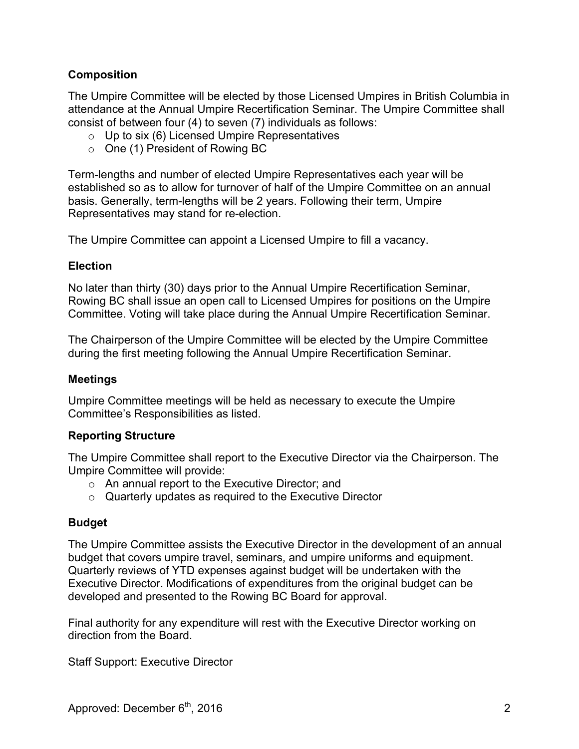### Composition

The Umpire Committee will be elected by those Licensed Umpires in British Columbia in attendance at the Annual Umpire Recertification Seminar. The Umpire Committee shall consist of between four (4) to seven (7) individuals as follows:

- Up to six (6) Licensed Umpire Representatives
- One (1) President of Rowing BC

Term-lengths and number of elected Umpire Representatives each year will be established so as to allow for turnover of half of the Umpire Committee on an annual basis. Generally, term-lengths will be 2 years. Following their term, Umpire Representatives may stand for re-election.

The Umpire Committee can appoint a Licensed Umpire to fill a vacancy.

### Election

No later than thirty (30) days prior to the Annual Umpire Recertification Seminar, Rowing BC shall issue an open call to Licensed Umpires for positions on the Umpire Committee. Voting will take place during the Annual Umpire Recertification Seminar.

The Chairperson of the Umpire Committee will be elected by the Umpire Committee during the first meeting following the Annual Umpire Recertification Seminar.

### Meetings

Umpire Committee meetings will be held as necessary to execute the Umpire Committee's Responsibilities as listed.

### Reporting Structure

The Umpire Committee shall report to the Executive Director via the Chairperson. The Umpire Committee will provide:

- An annual report to the Executive Director; and
- Quarterly updates as required to the Executive Director

### Budget

The Umpire Committee assists the Executive Director in the development of an annual budget that covers umpire travel, seminars, and umpire uniforms and equipment. Quarterly reviews of YTD expenses against budget will be undertaken with the Executive Director. Modifications of expenditures from the original budget can be developed and presented to the Rowing BC Board for approval.

Final authority for any expenditure will rest with the Executive Director working on direction from the Board.

Staff Support: Executive Director

Approved: December 6th, 2016